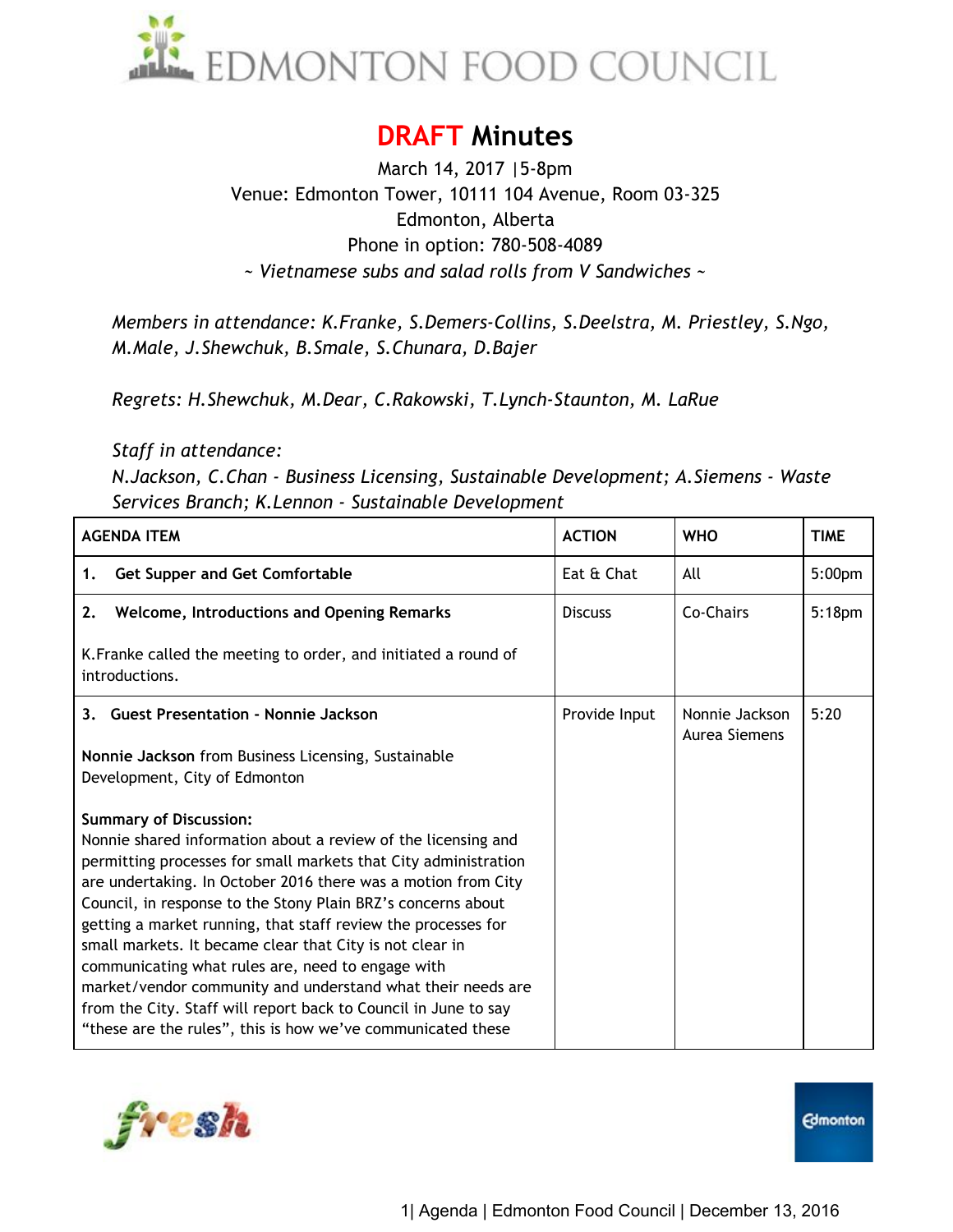# EDMONTON FOOD COUNCIL

## DRAFT Minutes

March 14, 2017 |5-8pm
Venue: Edmonton Tower, 10111 104 Avenue, Room 03-325
Edmonton, Alberta
Phone in option: 780-508-4089
*~ Vietnamese subs and salad rolls from V Sandwiches ~*

*Members in attendance: K.Franke, S.Demers-Collins, S.Deelstra, M. Priestley, S.Ngo, M.Male, J.Shewchuk, B.Smale, S.Chunara, D.Bajer*

*Regrets: H.Shewchuk, M.Dear, C.Rakowski, T.Lynch-Staunton, M. LaRue*

*Staff in attendance:*
*N.Jackson, C.Chan - Business Licensing, Sustainable Development; A.Siemens - Waste Services Branch; K.Lennon - Sustainable Development*

| AGENDA ITEM | ACTION | WHO | TIME |
|---|---|---|---|
| **1. Get Supper and Get Comfortable** | Eat & Chat | All | 5:00pm |
| **2. Welcome, Introductions and Opening Remarks**<br><br>K.Franke called the meeting to order, and initiated a round of introductions. | Discuss | Co-Chairs | 5:18pm |
| **3. Guest Presentation - Nonnie Jackson**<br><br>**Nonnie Jackson** from Business Licensing, Sustainable Development, City of Edmonton<br><br>**Summary of Discussion:**<br>Nonnie shared information about a review of the licensing and permitting processes for small markets that City administration are undertaking. In October 2016 there was a motion from City Council, in response to the Stony Plain BRZ's concerns about getting a market running, that staff review the processes for small markets. It became clear that City is not clear in communicating what rules are, need to engage with market/vendor community and understand what their needs are from the City. Staff will report back to Council in June to say "these are the rules", this is how we've communicated these | Provide Input | Nonnie Jackson<br>Aurea Siemens | 5:20 |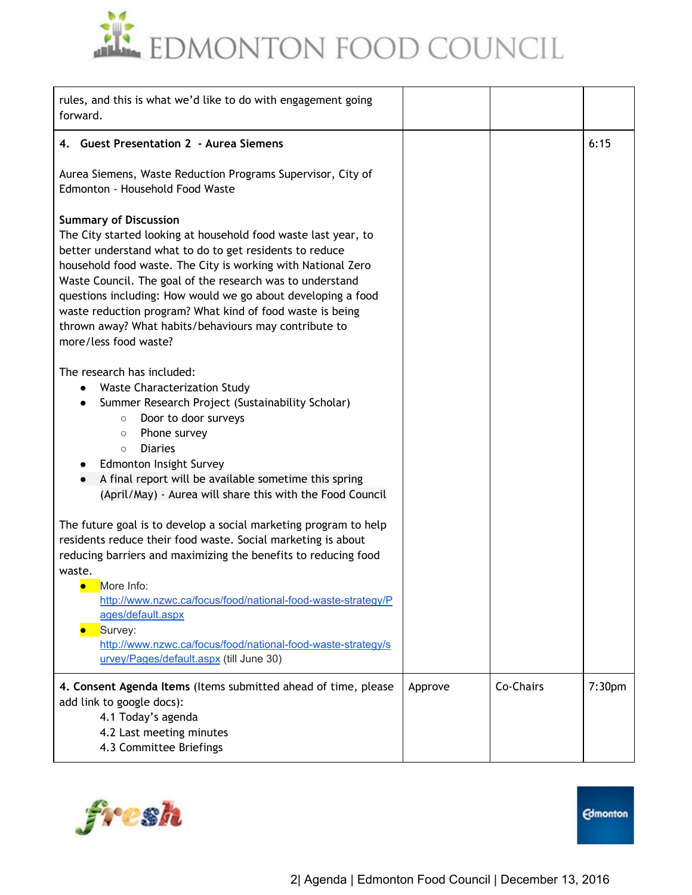| | | | |
|---|---|---|---|
| rules, and this is what we'd like to do with engagement going forward. | | | |
| **4. Guest Presentation 2 - Aurea Siemens**<br><br>Aurea Siemens, Waste Reduction Programs Supervisor, City of Edmonton - Household Food Waste<br><br>**Summary of Discussion**<br>The City started looking at household food waste last year, to better understand what to do to get residents to reduce household food waste. The City is working with National Zero Waste Council. The goal of the research was to understand questions including: How would we go about developing a food waste reduction program? What kind of food waste is being thrown away? What habits/behaviours may contribute to more/less food waste?<br><br>The research has included:<br>• Waste Characterization Study<br>• Summer Research Project (Sustainability Scholar)<br>&nbsp;&nbsp;&nbsp;&nbsp;○ Door to door surveys<br>&nbsp;&nbsp;&nbsp;&nbsp;○ Phone survey<br>&nbsp;&nbsp;&nbsp;&nbsp;○ Diaries<br>• Edmonton Insight Survey<br>• A final report will be available sometime this spring (April/May) - Aurea will share this with the Food Council<br><br>The future goal is to develop a social marketing program to help residents reduce their food waste. Social marketing is about reducing barriers and maximizing the benefits to reducing food waste.<br>• More Info: http://www.nzwc.ca/focus/food/national-food-waste-strategy/Pages/default.aspx<br>• Survey: http://www.nzwc.ca/focus/food/national-food-waste-strategy/survey/Pages/default.aspx (till June 30) | | | 6:15 |
| **4. Consent Agenda Items** (Items submitted ahead of time, please add link to google docs):<br>&nbsp;&nbsp;&nbsp;&nbsp;4.1 Today's agenda<br>&nbsp;&nbsp;&nbsp;&nbsp;4.2 Last meeting minutes<br>&nbsp;&nbsp;&nbsp;&nbsp;4.3 Committee Briefings | Approve | Co-Chairs | 7:30pm |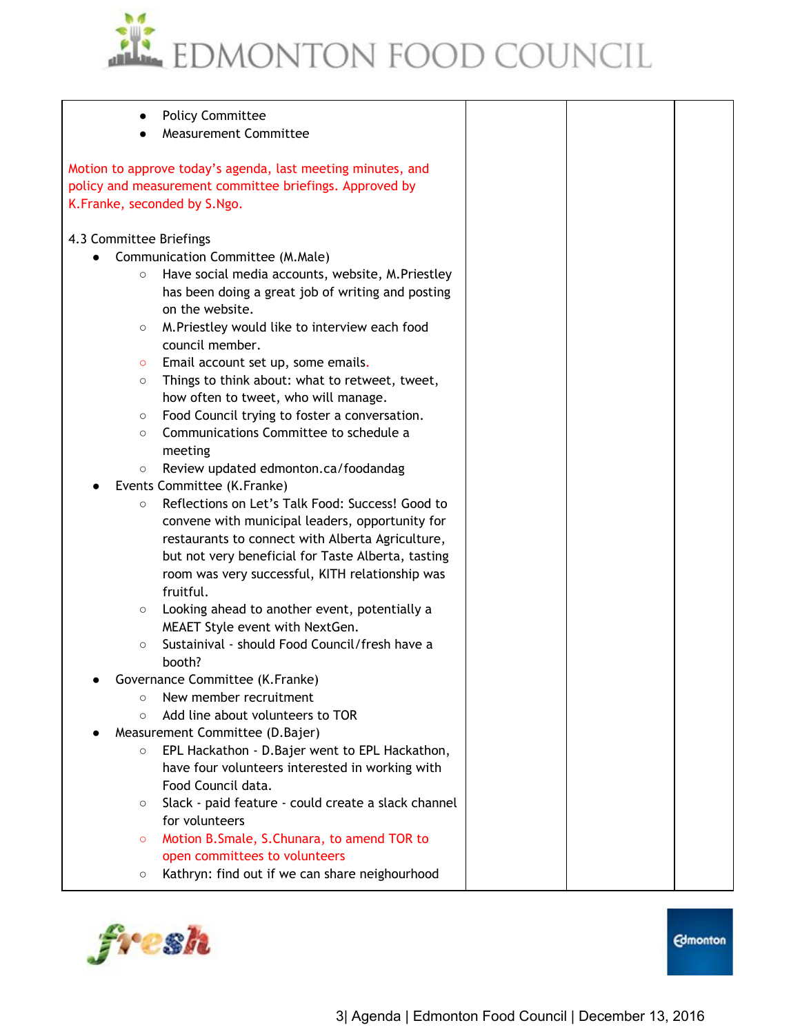| | | | |
|---|---|---|---|
| <ul><li>Policy Committee</li><li>Measurement Committee</li></ul>Motion to approve today's agenda, last meeting minutes, and policy and measurement committee briefings. Approved by K.Franke, seconded by S.Ngo.<br><br>4.3 Committee Briefings<ul><li>Communication Committee (M.Male)<ul><li>Have social media accounts, website, M.Priestley has been doing a great job of writing and posting on the website.</li><li>M.Priestley would like to interview each food council member.</li><li>Email account set up, some emails.</li><li>Things to think about: what to retweet, tweet, how often to tweet, who will manage.</li><li>Food Council trying to foster a conversation.</li><li>Communications Committee to schedule a meeting</li><li>Review updated edmonton.ca/foodandag</li></ul></li><li>Events Committee (K.Franke)<ul><li>Reflections on Let's Talk Food: Success! Good to convene with municipal leaders, opportunity for restaurants to connect with Alberta Agriculture, but not very beneficial for Taste Alberta, tasting room was very successful, KITH relationship was fruitful.</li><li>Looking ahead to another event, potentially a MEAET Style event with NextGen.</li><li>Sustainival - should Food Council/fresh have a booth?</li></ul></li><li>Governance Committee (K.Franke)<ul><li>New member recruitment</li><li>Add line about volunteers to TOR</li></ul></li><li>Measurement Committee (D.Bajer)<ul><li>EPL Hackathon - D.Bajer went to EPL Hackathon, have four volunteers interested in working with Food Council data.</li><li>Slack - paid feature - could create a slack channel for volunteers</li><li>Motion B.Smale, S.Chunara, to amend TOR to open committees to volunteers</li><li>Kathryn: find out if we can share neighourhood</li></ul></li></ul> | | | |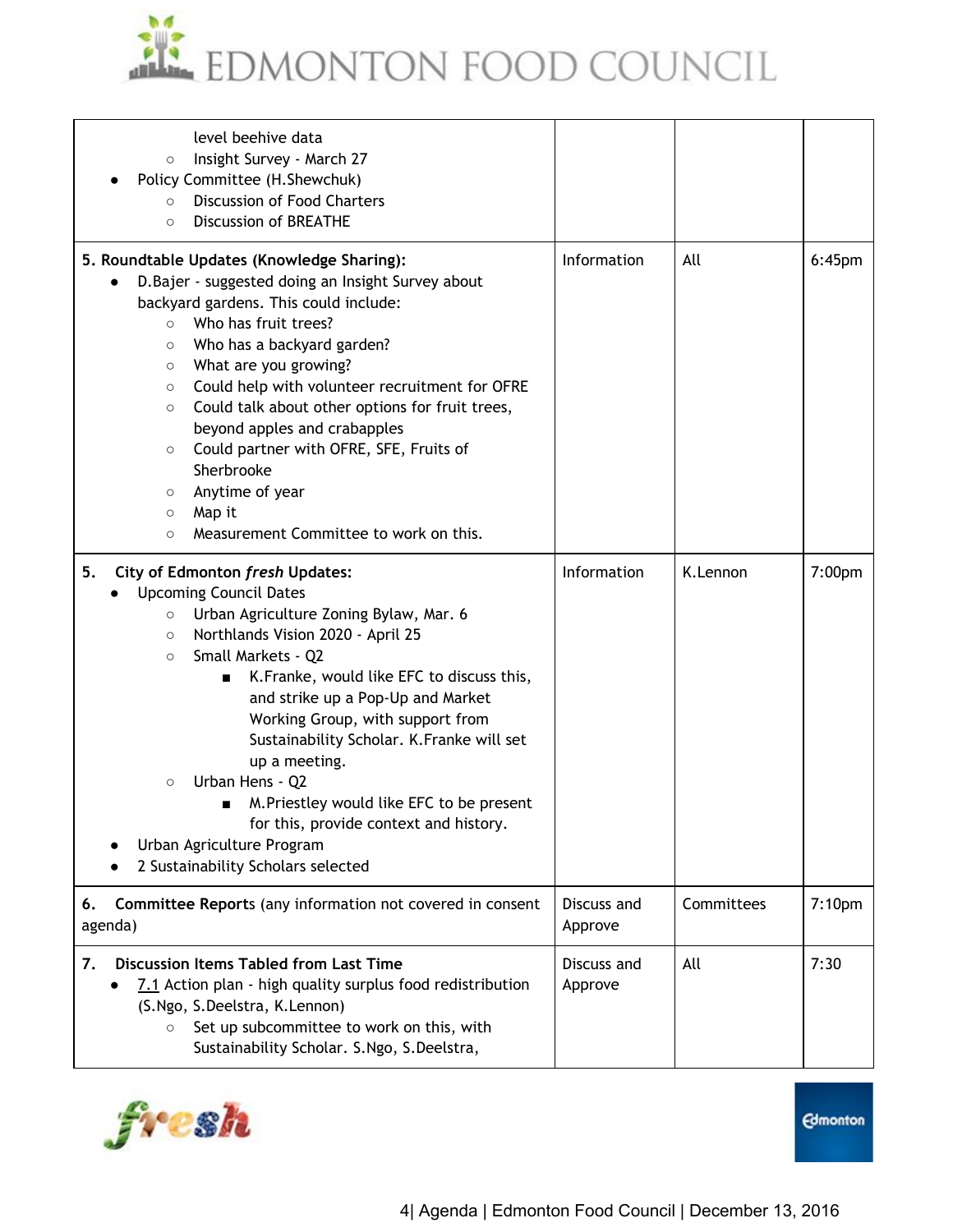| | | | |
|---|---|---|---|
| level beehive data<br>○ Insight Survey - March 27<br>● Policy Committee (H.Shewchuk)<br>○ Discussion of Food Charters<br>○ Discussion of BREATHE | | | |
| **5. Roundtable Updates (Knowledge Sharing):**<br>● D.Bajer - suggested doing an Insight Survey about backyard gardens. This could include:<br>○ Who has fruit trees?<br>○ Who has a backyard garden?<br>○ What are you growing?<br>○ Could help with volunteer recruitment for OFRE<br>○ Could talk about other options for fruit trees, beyond apples and crabapples<br>○ Could partner with OFRE, SFE, Fruits of Sherbrooke<br>○ Anytime of year<br>○ Map it<br>○ Measurement Committee to work on this. | Information | All | 6:45pm |
| **5. City of Edmonton *fresh* Updates:**<br>● Upcoming Council Dates<br>○ Urban Agriculture Zoning Bylaw, Mar. 6<br>○ Northlands Vision 2020 - April 25<br>○ Small Markets - Q2<br>■ K.Franke, would like EFC to discuss this, and strike up a Pop-Up and Market Working Group, with support from Sustainability Scholar. K.Franke will set up a meeting.<br>○ Urban Hens - Q2<br>■ M.Priestley would like EFC to be present for this, provide context and history.<br>● Urban Agriculture Program<br>● 2 Sustainability Scholars selected | Information | K.Lennon | 7:00pm |
| **6. Committee Reports** (any information not covered in consent agenda) | Discuss and Approve | Committees | 7:10pm |
| **7. Discussion Items Tabled from Last Time**<br>● 7.1 Action plan - high quality surplus food redistribution (S.Ngo, S.Deelstra, K.Lennon)<br>○ Set up subcommittee to work on this, with Sustainability Scholar. S.Ngo, S.Deelstra, | Discuss and Approve | All | 7:30 |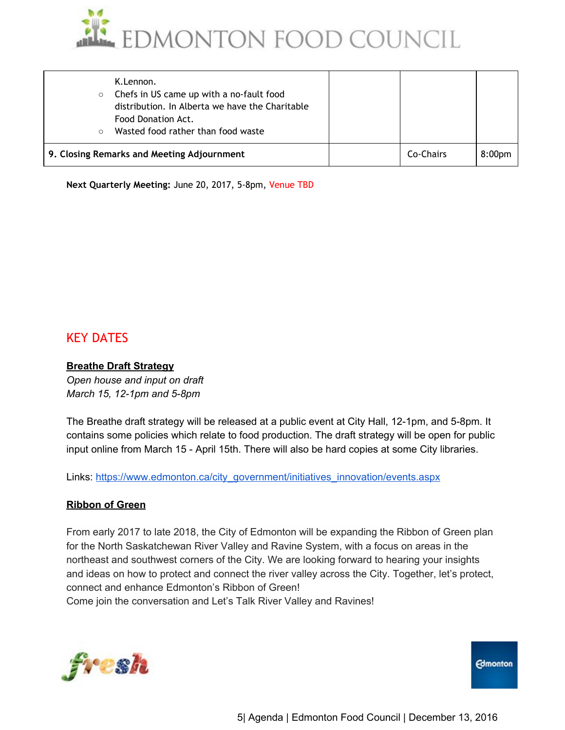| | | | |
|---|---|---|---|
| K.Lennon.<br>○ Chefs in US came up with a no-fault food distribution. In Alberta we have the Charitable Food Donation Act.<br>○ Wasted food rather than food waste | | | |
| **9. Closing Remarks and Meeting Adjournment** | | Co-Chairs | 8:00pm |

**Next Quarterly Meeting:** June 20, 2017, 5-8pm, Venue TBD

## KEY DATES

**Breathe Draft Strategy**

*Open house and input on draft*
*March 15, 12-1pm and 5-8pm*

The Breathe draft strategy will be released at a public event at City Hall, 12-1pm, and 5-8pm. It contains some policies which relate to food production. The draft strategy will be open for public input online from March 15 - April 15th. There will also be hard copies at some City libraries.

Links: https://www.edmonton.ca/city_government/initiatives_innovation/events.aspx

**Ribbon of Green**

From early 2017 to late 2018, the City of Edmonton will be expanding the Ribbon of Green plan for the North Saskatchewan River Valley and Ravine System, with a focus on areas in the northeast and southwest corners of the City. We are looking forward to hearing your insights and ideas on how to protect and connect the river valley across the City. Together, let's protect, connect and enhance Edmonton's Ribbon of Green!
Come join the conversation and Let's Talk River Valley and Ravines!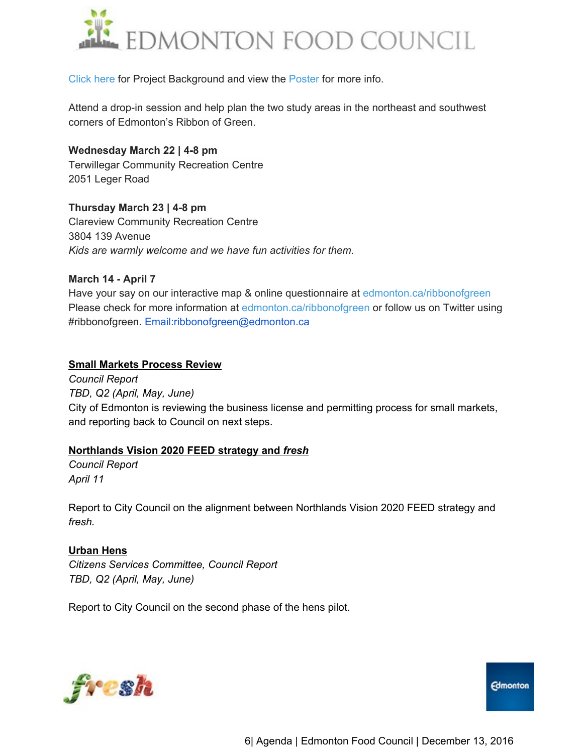Click here for Project Background and view the Poster for more info.

Attend a drop-in session and help plan the two study areas in the northeast and southwest corners of Edmonton's Ribbon of Green.

**Wednesday March 22 | 4-8 pm**
Terwillegar Community Recreation Centre
2051 Leger Road

**Thursday March 23 | 4-8 pm**
Clareview Community Recreation Centre
3804 139 Avenue
*Kids are warmly welcome and we have fun activities for them.*

**March 14 - April 7**
Have your say on our interactive map & online questionnaire at edmonton.ca/ribbonofgreen
Please check for more information at edmonton.ca/ribbonofgreen or follow us on Twitter using #ribbonofgreen. Email:ribbonofgreen@edmonton.ca

**Small Markets Process Review**
*Council Report*
*TBD, Q2 (April, May, June)*
City of Edmonton is reviewing the business license and permitting process for small markets, and reporting back to Council on next steps.

**Northlands Vision 2020 FEED strategy and *fresh***
*Council Report*
*April 11*

Report to City Council on the alignment between Northlands Vision 2020 FEED strategy and *fresh*.

**Urban Hens**
*Citizens Services Committee, Council Report*
*TBD, Q2 (April, May, June)*

Report to City Council on the second phase of the hens pilot.